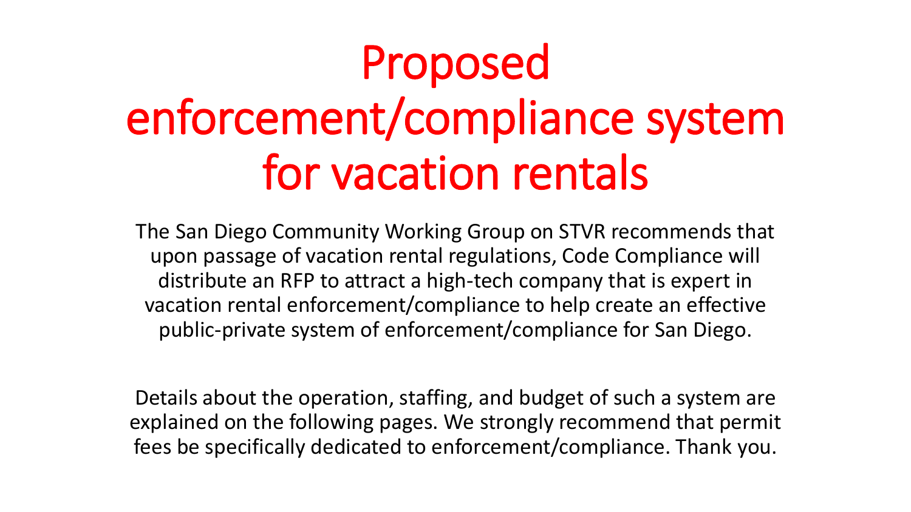# Proposed enforcement/compliance system for vacation rentals

The San Diego Community Working Group on STVR recommends that upon passage of vacation rental regulations, Code Compliance will distribute an RFP to attract a high-tech company that is expert in vacation rental enforcement/compliance to help create an effective public-private system of enforcement/compliance for San Diego.

Details about the operation, staffing, and budget of such a system are explained on the following pages. We strongly recommend that permit fees be specifically dedicated to enforcement/compliance. Thank you.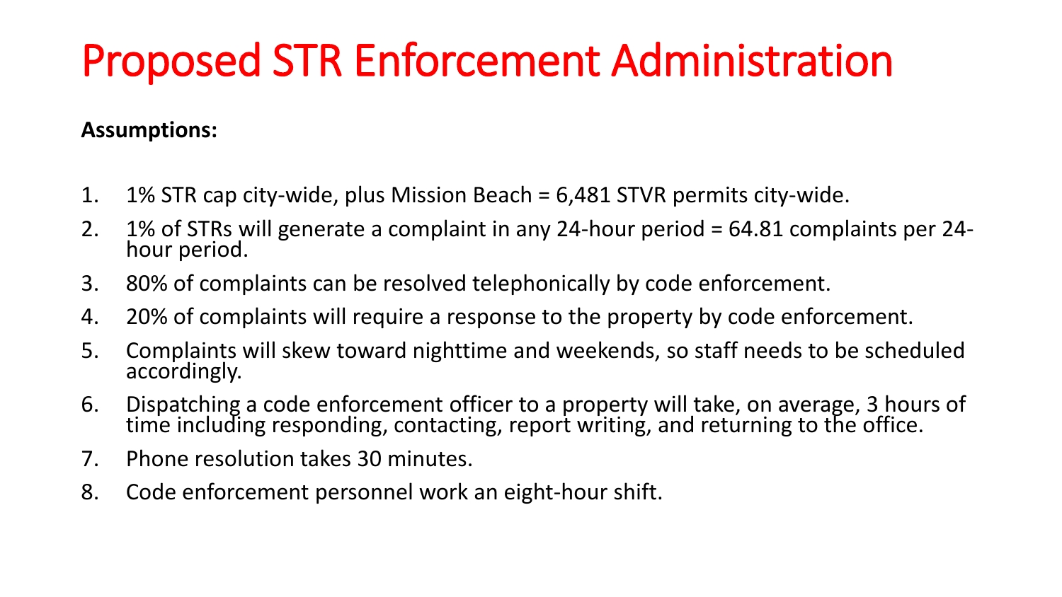# Proposed STR Enforcement Administration

**Assumptions:**

1. 1% STR cap city-wide, plus Mission Beach = 6,481 STVR permits city-wide.
2. 1% of STRs will generate a complaint in any 24-hour period = 64.81 complaints per 24-hour period.
3. 80% of complaints can be resolved telephonically by code enforcement.
4. 20% of complaints will require a response to the property by code enforcement.
5. Complaints will skew toward nighttime and weekends, so staff needs to be scheduled accordingly.
6. Dispatching a code enforcement officer to a property will take, on average, 3 hours of time including responding, contacting, report writing, and returning to the office.
7. Phone resolution takes 30 minutes.
8. Code enforcement personnel work an eight-hour shift.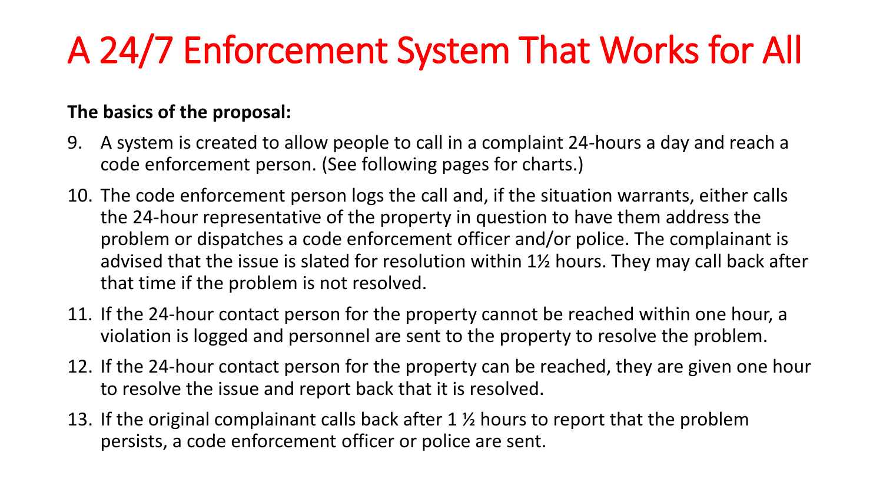# A 24/7 Enforcement System That Works for All

**The basics of the proposal:**

9. A system is created to allow people to call in a complaint 24-hours a day and reach a code enforcement person. (See following pages for charts.)
10. The code enforcement person logs the call and, if the situation warrants, either calls the 24-hour representative of the property in question to have them address the problem or dispatches a code enforcement officer and/or police. The complainant is advised that the issue is slated for resolution within 1½ hours. They may call back after that time if the problem is not resolved.
11. If the 24-hour contact person for the property cannot be reached within one hour, a violation is logged and personnel are sent to the property to resolve the problem.
12. If the 24-hour contact person for the property can be reached, they are given one hour to resolve the issue and report back that it is resolved.
13. If the original complainant calls back after 1 ½ hours to report that the problem persists, a code enforcement officer or police are sent.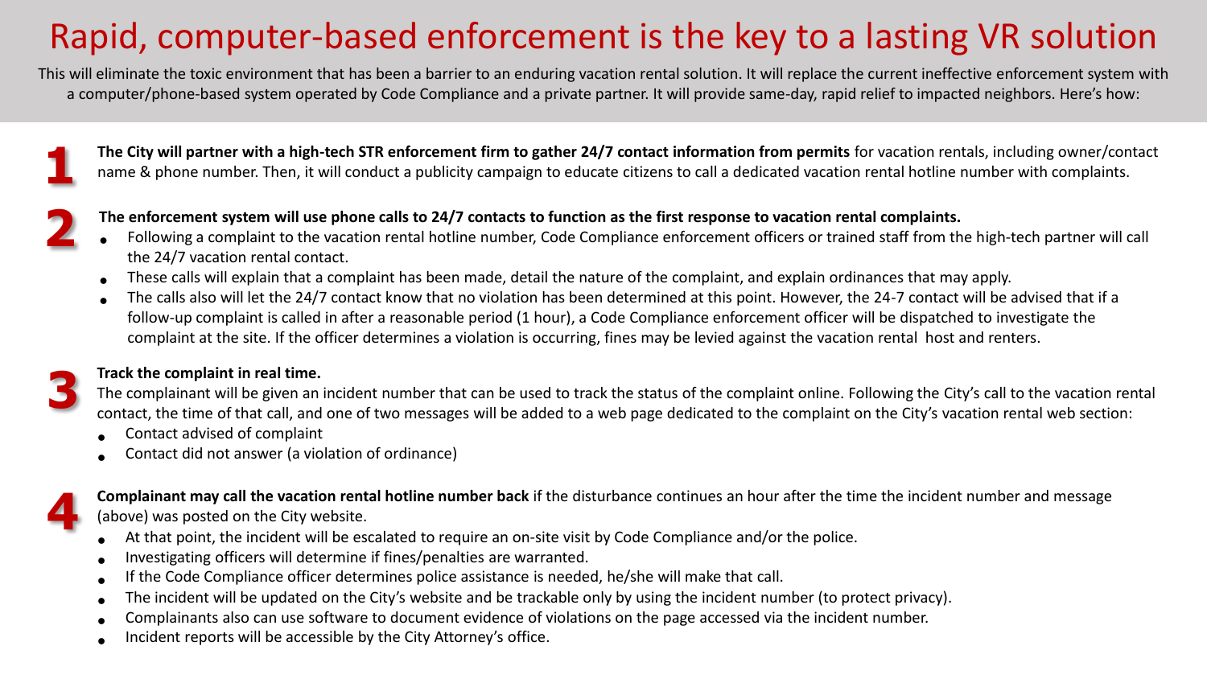# Rapid, computer-based enforcement is the key to a lasting VR solution

This will eliminate the toxic environment that has been a barrier to an enduring vacation rental solution. It will replace the current ineffective enforcement system with a computer/phone-based system operated by Code Compliance and a private partner. It will provide same-day, rapid relief to impacted neighbors. Here's how:

**1** **The City will partner with a high-tech STR enforcement firm to gather 24/7 contact information from permits** for vacation rentals, including owner/contact name & phone number. Then, it will conduct a publicity campaign to educate citizens to call a dedicated vacation rental hotline number with complaints.

**2** **The enforcement system will use phone calls to 24/7 contacts to function as the first response to vacation rental complaints.**

- Following a complaint to the vacation rental hotline number, Code Compliance enforcement officers or trained staff from the high-tech partner will call the 24/7 vacation rental contact.
- These calls will explain that a complaint has been made, detail the nature of the complaint, and explain ordinances that may apply.
- The calls also will let the 24/7 contact know that no violation has been determined at this point. However, the 24-7 contact will be advised that if a follow-up complaint is called in after a reasonable period (1 hour), a Code Compliance enforcement officer will be dispatched to investigate the complaint at the site. If the officer determines a violation is occurring, fines may be levied against the vacation rental host and renters.

**3** **Track the complaint in real time.**

The complainant will be given an incident number that can be used to track the status of the complaint online. Following the City's call to the vacation rental contact, the time of that call, and one of two messages will be added to a web page dedicated to the complaint on the City's vacation rental web section:

- Contact advised of complaint
- Contact did not answer (a violation of ordinance)

**4** **Complainant may call the vacation rental hotline number back** if the disturbance continues an hour after the time the incident number and message (above) was posted on the City website.

- At that point, the incident will be escalated to require an on-site visit by Code Compliance and/or the police.
- Investigating officers will determine if fines/penalties are warranted.
- If the Code Compliance officer determines police assistance is needed, he/she will make that call.
- The incident will be updated on the City's website and be trackable only by using the incident number (to protect privacy).
- Complainants also can use software to document evidence of violations on the page accessed via the incident number.
- Incident reports will be accessible by the City Attorney's office.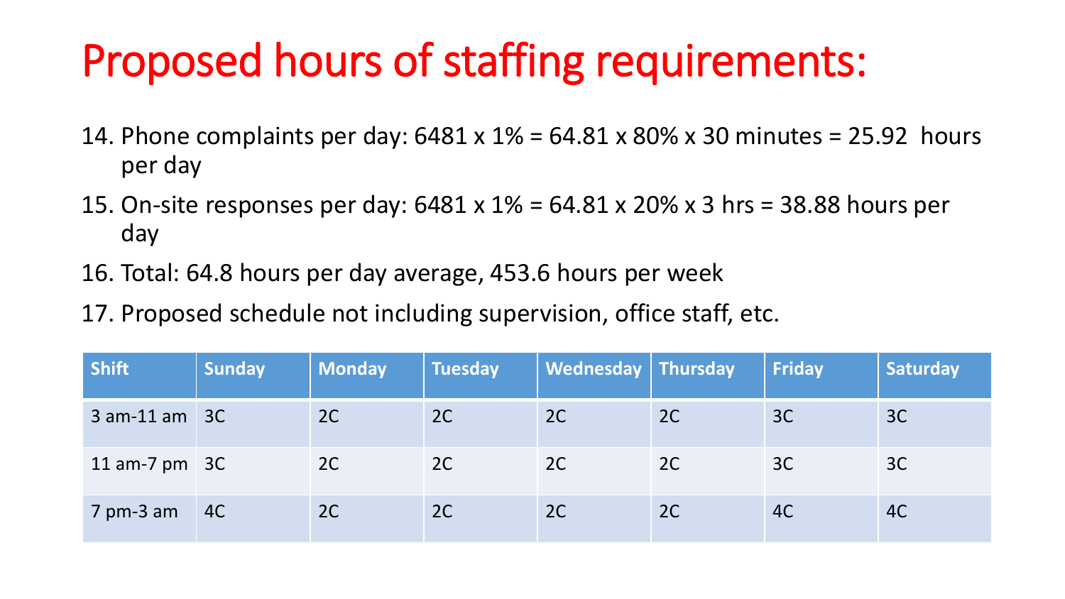# Proposed hours of staffing requirements:

14. Phone complaints per day: 6481 x 1% = 64.81 x 80% x 30 minutes = 25.92 hours per day
15. On-site responses per day: 6481 x 1% = 64.81 x 20% x 3 hrs = 38.88 hours per day
16. Total: 64.8 hours per day average, 453.6 hours per week
17. Proposed schedule not including supervision, office staff, etc.

| Shift | Sunday | Monday | Tuesday | Wednesday | Thursday | Friday | Saturday |
|---|---|---|---|---|---|---|---|
| 3 am-11 am | 3C | 2C | 2C | 2C | 2C | 3C | 3C |
| 11 am-7 pm | 3C | 2C | 2C | 2C | 2C | 3C | 3C |
| 7 pm-3 am | 4C | 2C | 2C | 2C | 2C | 4C | 4C |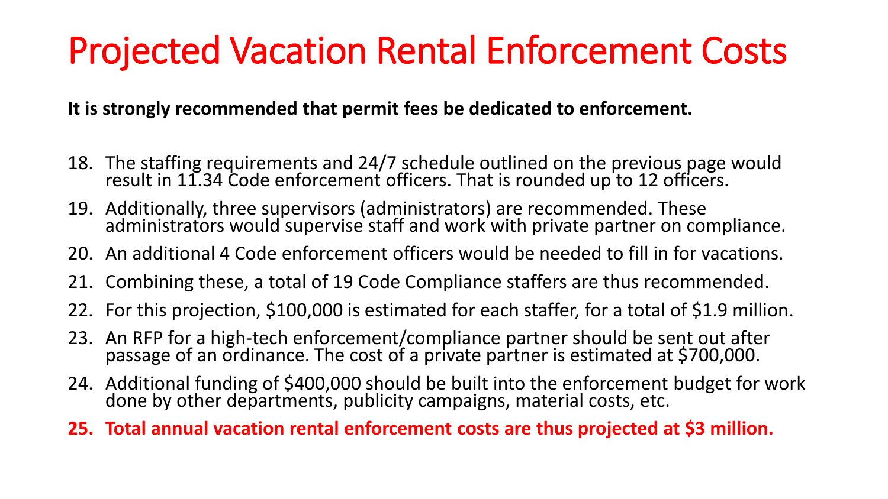# Projected Vacation Rental Enforcement Costs

**It is strongly recommended that permit fees be dedicated to enforcement.**

18. The staffing requirements and 24/7 schedule outlined on the previous page would result in 11.34 Code enforcement officers. That is rounded up to 12 officers.
19. Additionally, three supervisors (administrators) are recommended. These administrators would supervise staff and work with private partner on compliance.
20. An additional 4 Code enforcement officers would be needed to fill in for vacations.
21. Combining these, a total of 19 Code Compliance staffers are thus recommended.
22. For this projection, $100,000 is estimated for each staffer, for a total of $1.9 million.
23. An RFP for a high-tech enforcement/compliance partner should be sent out after passage of an ordinance. The cost of a private partner is estimated at $700,000.
24. Additional funding of $400,000 should be built into the enforcement budget for work done by other departments, publicity campaigns, material costs, etc.
25. **Total annual vacation rental enforcement costs are thus projected at $3 million.**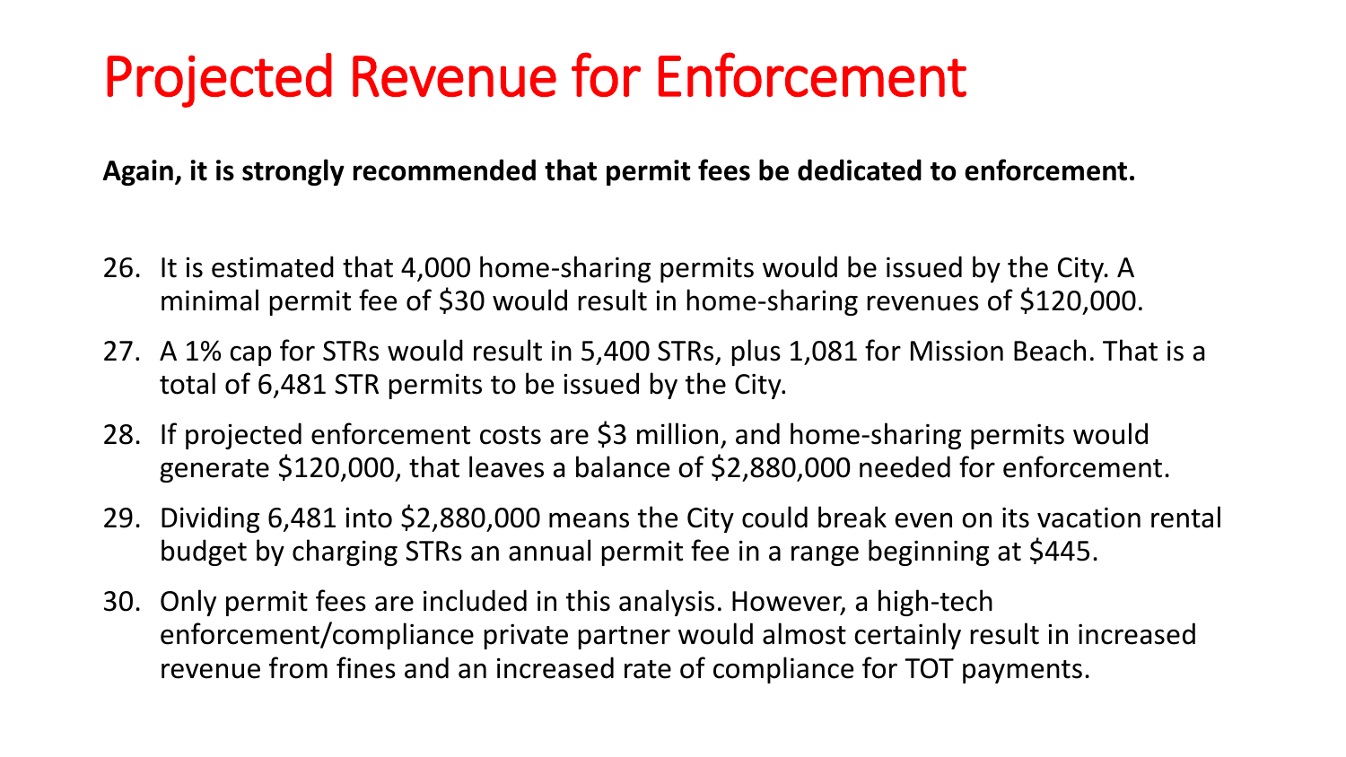# Projected Revenue for Enforcement

**Again, it is strongly recommended that permit fees be dedicated to enforcement.**

26. It is estimated that 4,000 home-sharing permits would be issued by the City. A minimal permit fee of $30 would result in home-sharing revenues of $120,000.
27. A 1% cap for STRs would result in 5,400 STRs, plus 1,081 for Mission Beach. That is a total of 6,481 STR permits to be issued by the City.
28. If projected enforcement costs are $3 million, and home-sharing permits would generate $120,000, that leaves a balance of $2,880,000 needed for enforcement.
29. Dividing 6,481 into $2,880,000 means the City could break even on its vacation rental budget by charging STRs an annual permit fee in a range beginning at $445.
30. Only permit fees are included in this analysis. However, a high-tech enforcement/compliance private partner would almost certainly result in increased revenue from fines and an increased rate of compliance for TOT payments.